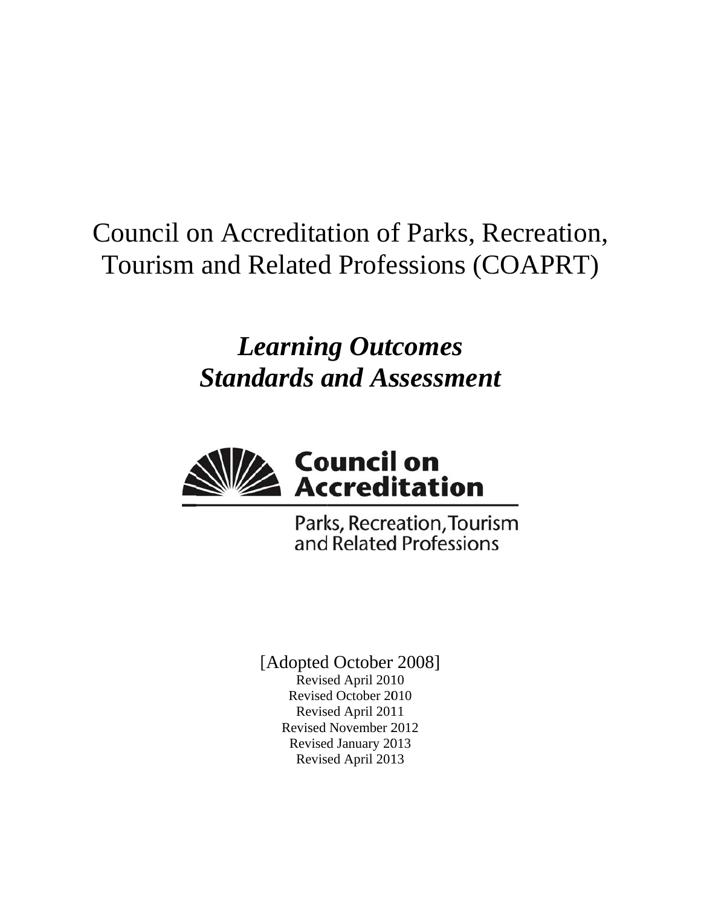# Council on Accreditation of Parks, Recreation, Tourism and Related Professions (COAPRT)

## *Learning Outcomes Standards and Assessment*

**Council on Accreditation**

Parks, Recreation, Tourism and Related Professions

[Adopted October 2008]

Revised April 2010

Revised October 2010

Revised April 2011

Revised November 2012

Revised January 2013

Revised April 2013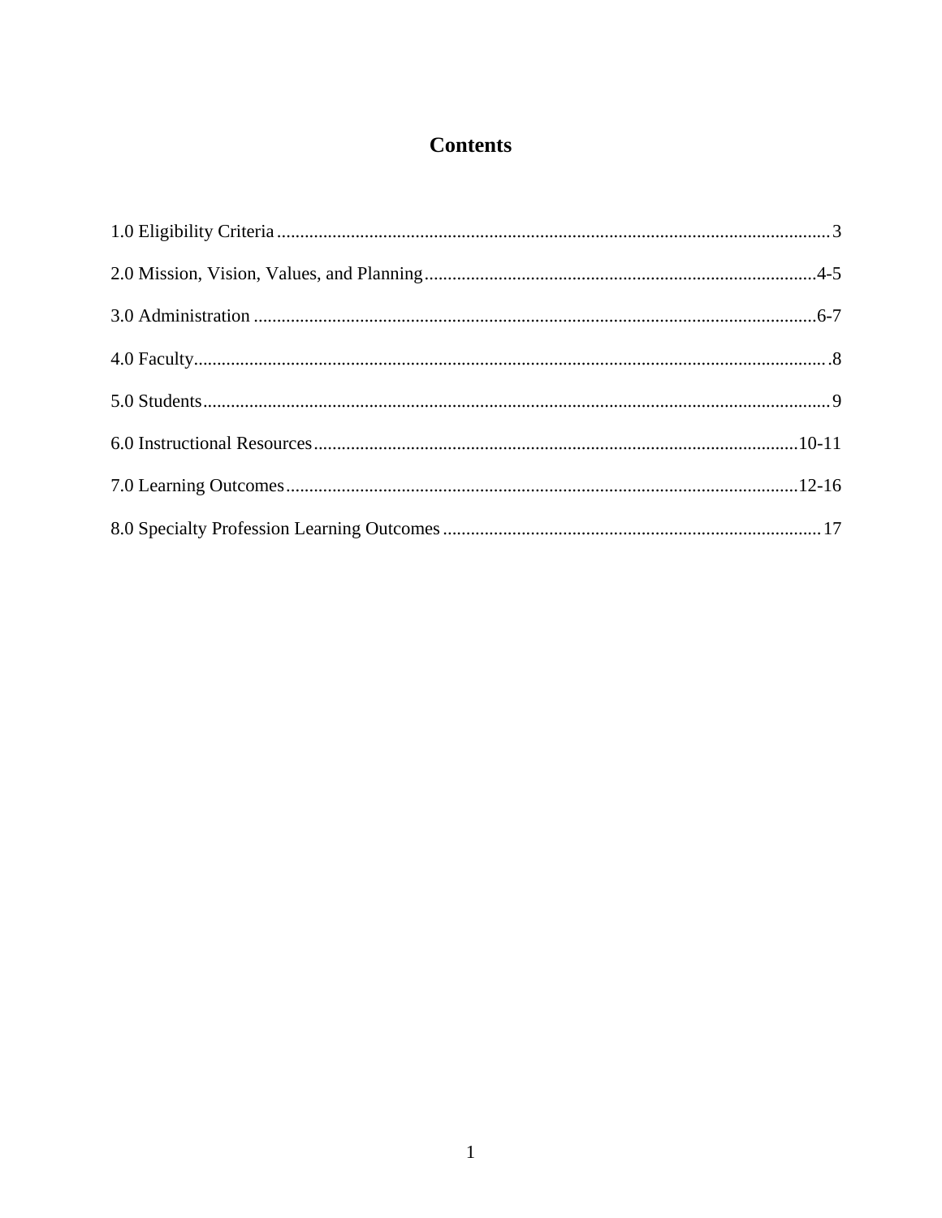# Contents

1.0 Eligibility Criteria ........................................................................................................ 3

2.0 Mission, Vision, Values, and Planning .................................................................................... 4-5

3.0 Administration .......................................................................................................... 6-7

4.0 Faculty ........................................................................................................................ 8

5.0 Students ...................................................................................................................... 9

6.0 Instructional Resources ............................................................................................. 10-11

7.0 Learning Outcomes ................................................................................................. 12-16

8.0 Specialty Profession Learning Outcomes ................................................................................. 17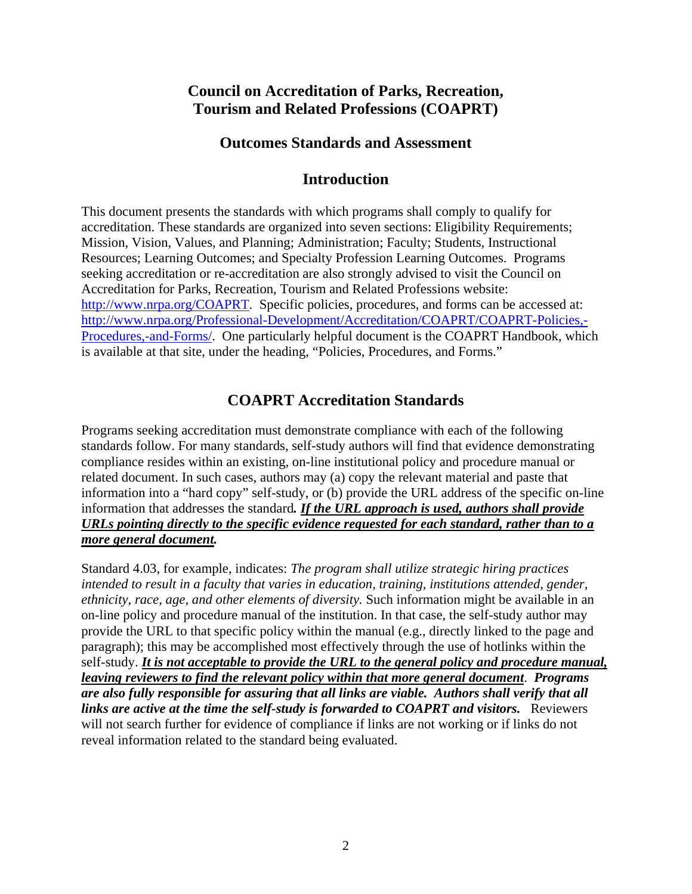# Council on Accreditation of Parks, Recreation, Tourism and Related Professions (COAPRT)

## Outcomes Standards and Assessment

## Introduction

This document presents the standards with which programs shall comply to qualify for accreditation. These standards are organized into seven sections: Eligibility Requirements; Mission, Vision, Values, and Planning; Administration; Faculty; Students, Instructional Resources; Learning Outcomes; and Specialty Profession Learning Outcomes. Programs seeking accreditation or re-accreditation are also strongly advised to visit the Council on Accreditation for Parks, Recreation, Tourism and Related Professions website: [http://www.nrpa.org/COAPRT](http://www.nrpa.org/COAPRT). Specific policies, procedures, and forms can be accessed at: [http://www.nrpa.org/Professional-Development/Accreditation/COAPRT/COAPRT-Policies,-Procedures,-and-Forms/](http://www.nrpa.org/Professional-Development/Accreditation/COAPRT/COAPRT-Policies,-Procedures,-and-Forms/). One particularly helpful document is the COAPRT Handbook, which is available at that site, under the heading, "Policies, Procedures, and Forms."

## COAPRT Accreditation Standards

Programs seeking accreditation must demonstrate compliance with each of the following standards follow. For many standards, self-study authors will find that evidence demonstrating compliance resides within an existing, on-line institutional policy and procedure manual or related document. In such cases, authors may (a) copy the relevant material and paste that information into a "hard copy" self-study, or (b) provide the URL address of the specific on-line information that addresses the standard. ***<u>If the URL approach is used, authors shall provide URLs pointing directly to the specific evidence requested for each standard, rather than to a more general document.</u>***

Standard 4.03, for example, indicates: *The program shall utilize strategic hiring practices intended to result in a faculty that varies in education, training, institutions attended, gender, ethnicity, race, age, and other elements of diversity.* Such information might be available in an on-line policy and procedure manual of the institution. In that case, the self-study author may provide the URL to that specific policy within the manual (e.g., directly linked to the page and paragraph); this may be accomplished most effectively through the use of hotlinks within the self-study. ***<u>It is not acceptable to provide the URL to the general policy and procedure manual, leaving reviewers to find the relevant policy within that more general document</u>***. ***Programs are also fully responsible for assuring that all links are viable. Authors shall verify that all links are active at the time the self-study is forwarded to COAPRT and visitors.*** Reviewers will not search further for evidence of compliance if links are not working or if links do not reveal information related to the standard being evaluated.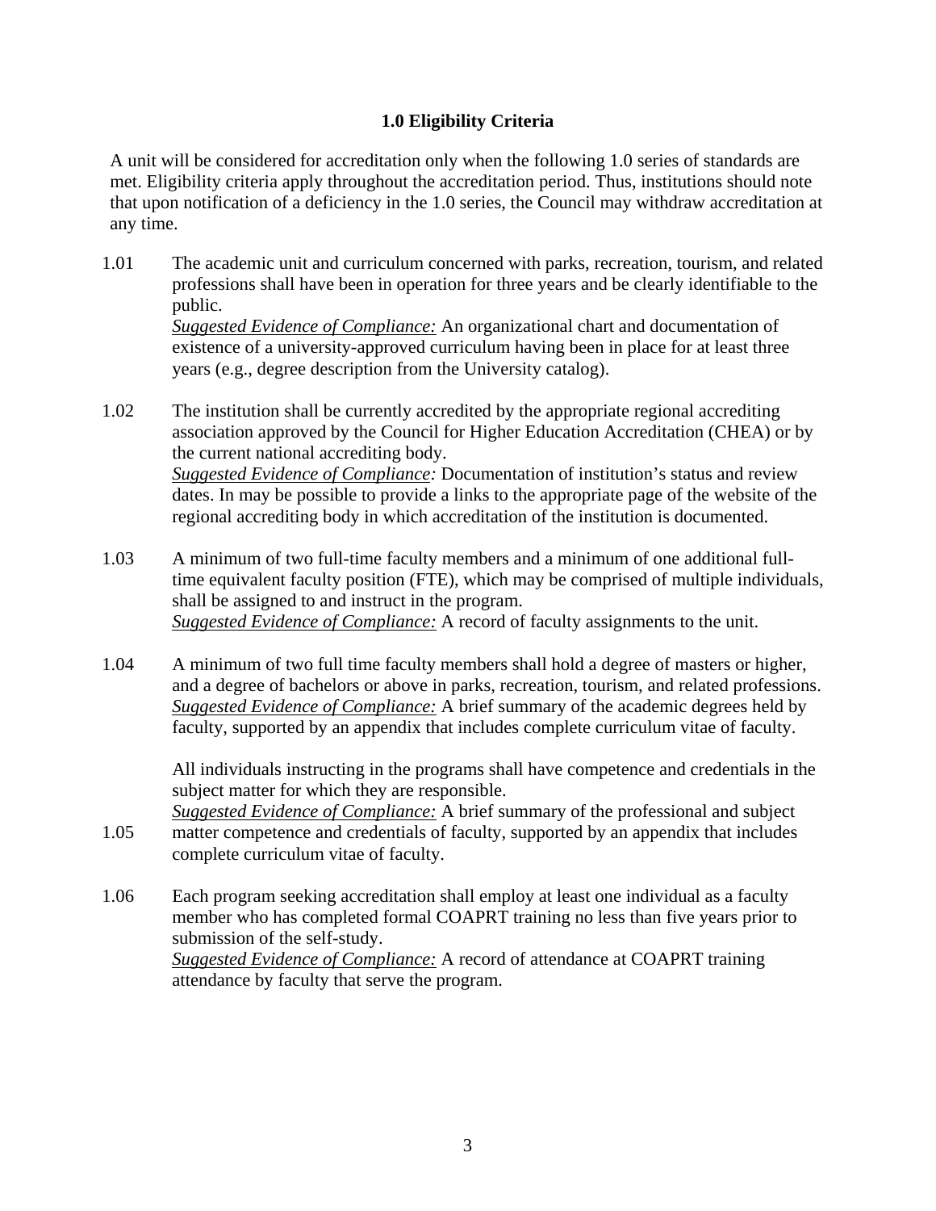## 1.0 Eligibility Criteria

A unit will be considered for accreditation only when the following 1.0 series of standards are met. Eligibility criteria apply throughout the accreditation period. Thus, institutions should note that upon notification of a deficiency in the 1.0 series, the Council may withdraw accreditation at any time.

1.01 The academic unit and curriculum concerned with parks, recreation, tourism, and related professions shall have been in operation for three years and be clearly identifiable to the public.
*Suggested Evidence of Compliance:* An organizational chart and documentation of existence of a university-approved curriculum having been in place for at least three years (e.g., degree description from the University catalog).

1.02 The institution shall be currently accredited by the appropriate regional accrediting association approved by the Council for Higher Education Accreditation (CHEA) or by the current national accrediting body.
*Suggested Evidence of Compliance:* Documentation of institution's status and review dates. In may be possible to provide a links to the appropriate page of the website of the regional accrediting body in which accreditation of the institution is documented.

1.03 A minimum of two full-time faculty members and a minimum of one additional full-time equivalent faculty position (FTE), which may be comprised of multiple individuals, shall be assigned to and instruct in the program.
*Suggested Evidence of Compliance:* A record of faculty assignments to the unit.

1.04 A minimum of two full time faculty members shall hold a degree of masters or higher, and a degree of bachelors or above in parks, recreation, tourism, and related professions.
*Suggested Evidence of Compliance:* A brief summary of the academic degrees held by faculty, supported by an appendix that includes complete curriculum vitae of faculty.

1.05 All individuals instructing in the programs shall have competence and credentials in the subject matter for which they are responsible.
*Suggested Evidence of Compliance:* A brief summary of the professional and subject matter competence and credentials of faculty, supported by an appendix that includes complete curriculum vitae of faculty.

1.06 Each program seeking accreditation shall employ at least one individual as a faculty member who has completed formal COAPRT training no less than five years prior to submission of the self-study.
*Suggested Evidence of Compliance:* A record of attendance at COAPRT training attendance by faculty that serve the program.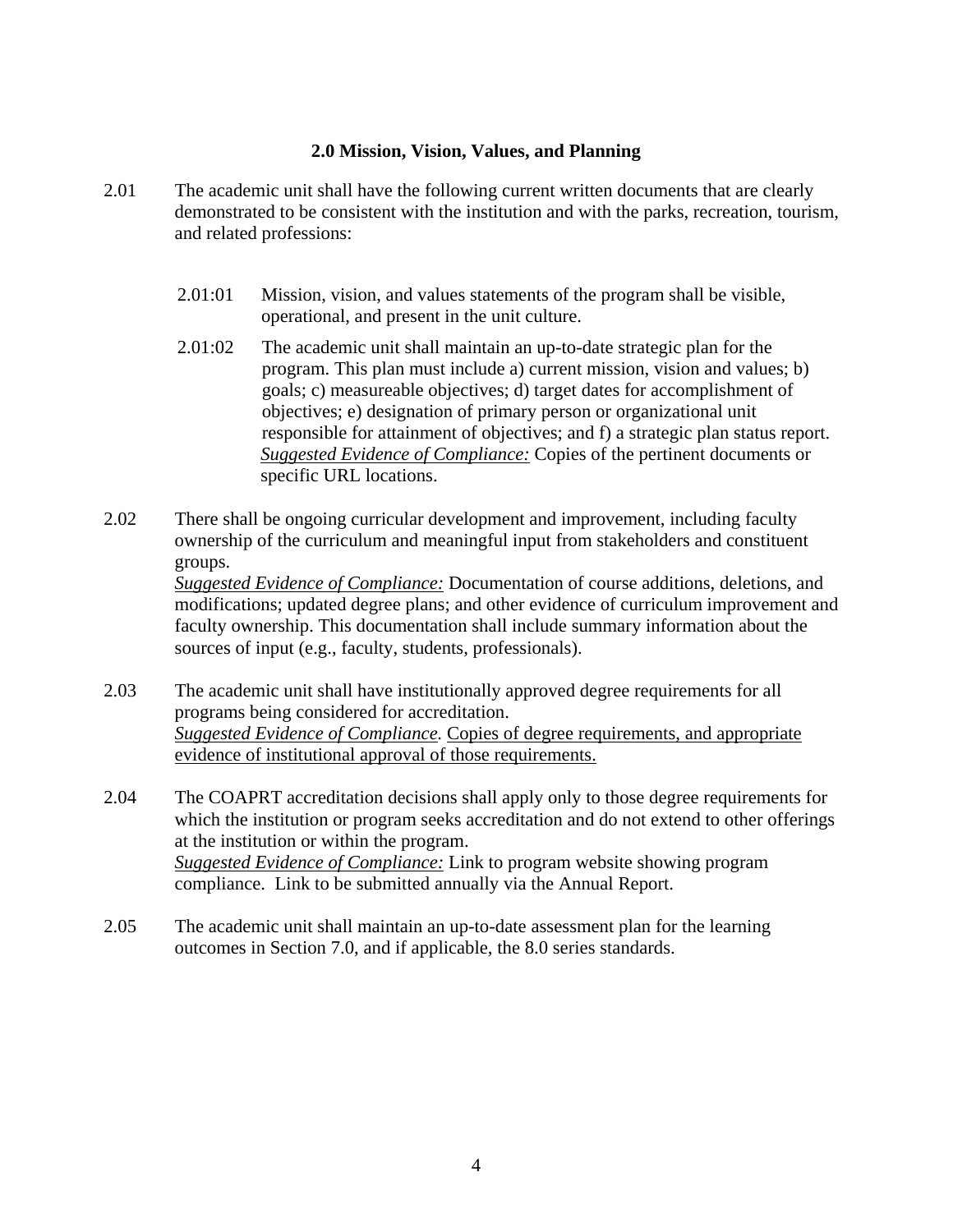## 2.0 Mission, Vision, Values, and Planning

2.01 The academic unit shall have the following current written documents that are clearly demonstrated to be consistent with the institution and with the parks, recreation, tourism, and related professions:

2.01:01 Mission, vision, and values statements of the program shall be visible, operational, and present in the unit culture.

2.01:02 The academic unit shall maintain an up-to-date strategic plan for the program. This plan must include a) current mission, vision and values; b) goals; c) measureable objectives; d) target dates for accomplishment of objectives; e) designation of primary person or organizational unit responsible for attainment of objectives; and f) a strategic plan status report.
*Suggested Evidence of Compliance:* Copies of the pertinent documents or specific URL locations.

2.02 There shall be ongoing curricular development and improvement, including faculty ownership of the curriculum and meaningful input from stakeholders and constituent groups.
*Suggested Evidence of Compliance:* Documentation of course additions, deletions, and modifications; updated degree plans; and other evidence of curriculum improvement and faculty ownership. This documentation shall include summary information about the sources of input (e.g., faculty, students, professionals).

2.03 The academic unit shall have institutionally approved degree requirements for all programs being considered for accreditation.
*Suggested Evidence of Compliance.* Copies of degree requirements, and appropriate evidence of institutional approval of those requirements.

2.04 The COAPRT accreditation decisions shall apply only to those degree requirements for which the institution or program seeks accreditation and do not extend to other offerings at the institution or within the program.
*Suggested Evidence of Compliance:* Link to program website showing program compliance. Link to be submitted annually via the Annual Report.

2.05 The academic unit shall maintain an up-to-date assessment plan for the learning outcomes in Section 7.0, and if applicable, the 8.0 series standards.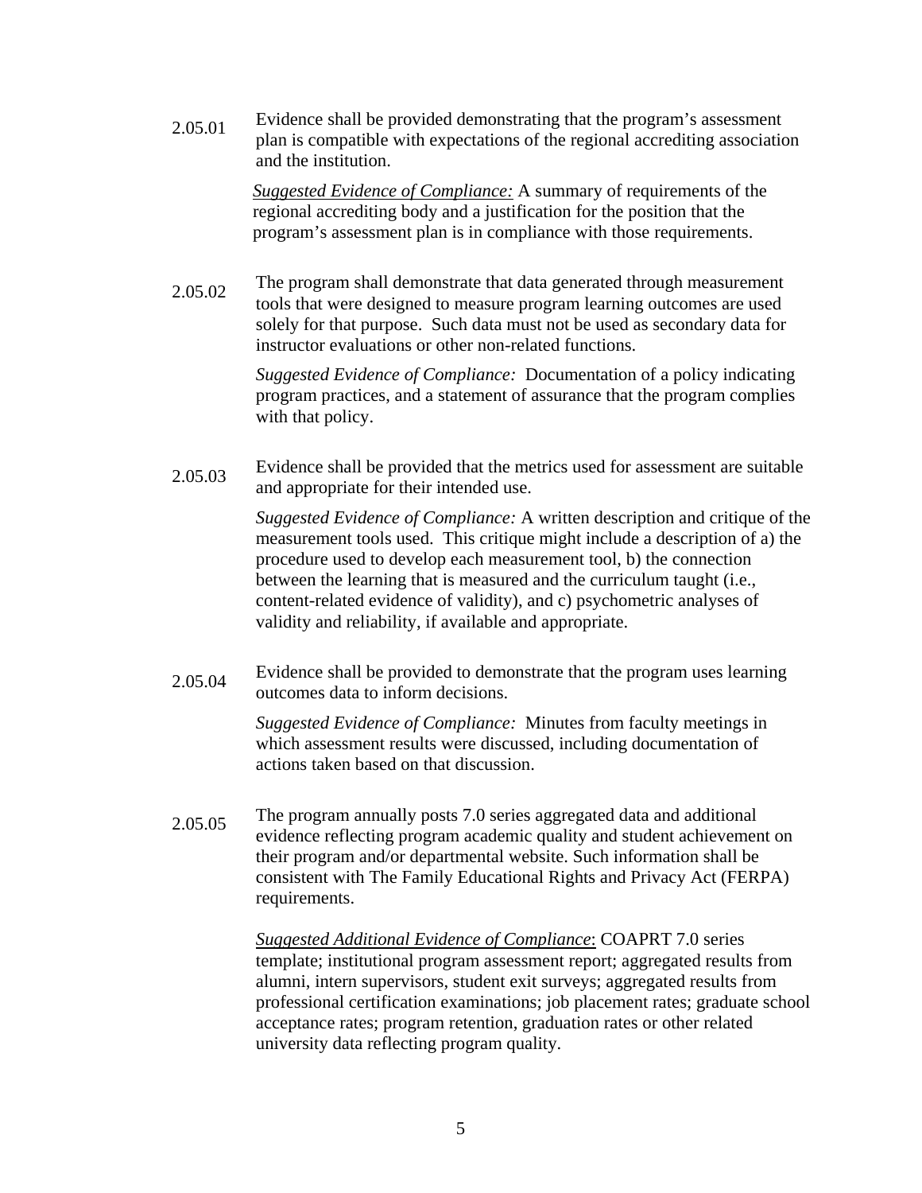2.05.01 Evidence shall be provided demonstrating that the program's assessment plan is compatible with expectations of the regional accrediting association and the institution.

<u>*Suggested Evidence of Compliance:*</u> A summary of requirements of the regional accrediting body and a justification for the position that the program's assessment plan is in compliance with those requirements.

2.05.02 The program shall demonstrate that data generated through measurement tools that were designed to measure program learning outcomes are used solely for that purpose. Such data must not be used as secondary data for instructor evaluations or other non-related functions.

*Suggested Evidence of Compliance:* Documentation of a policy indicating program practices, and a statement of assurance that the program complies with that policy.

2.05.03 Evidence shall be provided that the metrics used for assessment are suitable and appropriate for their intended use.

*Suggested Evidence of Compliance:* A written description and critique of the measurement tools used. This critique might include a description of a) the procedure used to develop each measurement tool, b) the connection between the learning that is measured and the curriculum taught (i.e., content-related evidence of validity), and c) psychometric analyses of validity and reliability, if available and appropriate.

2.05.04 Evidence shall be provided to demonstrate that the program uses learning outcomes data to inform decisions.

*Suggested Evidence of Compliance:* Minutes from faculty meetings in which assessment results were discussed, including documentation of actions taken based on that discussion.

2.05.05 The program annually posts 7.0 series aggregated data and additional evidence reflecting program academic quality and student achievement on their program and/or departmental website. Such information shall be consistent with The Family Educational Rights and Privacy Act (FERPA) requirements.

<u>*Suggested Additional Evidence of Compliance*</u>: COAPRT 7.0 series template; institutional program assessment report; aggregated results from alumni, intern supervisors, student exit surveys; aggregated results from professional certification examinations; job placement rates; graduate school acceptance rates; program retention, graduation rates or other related university data reflecting program quality.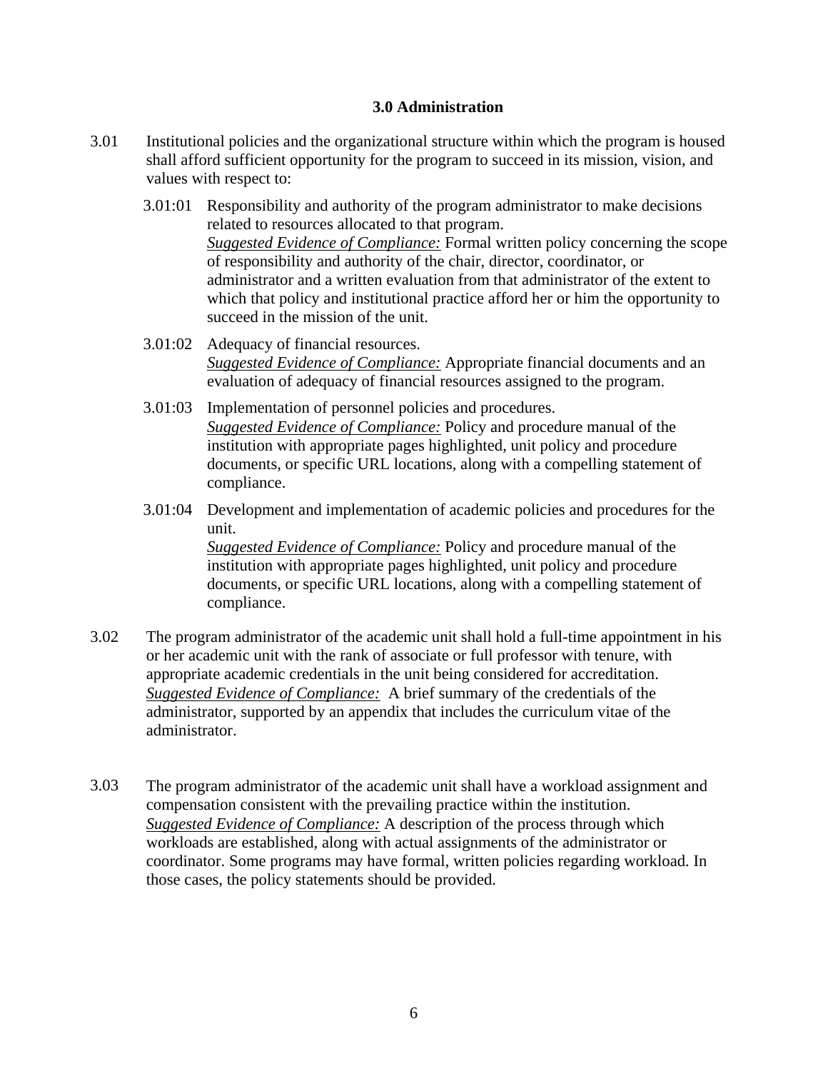### 3.0 Administration

3.01 Institutional policies and the organizational structure within which the program is housed shall afford sufficient opportunity for the program to succeed in its mission, vision, and values with respect to:

3.01:01 Responsibility and authority of the program administrator to make decisions related to resources allocated to that program.
*Suggested Evidence of Compliance:* Formal written policy concerning the scope of responsibility and authority of the chair, director, coordinator, or administrator and a written evaluation from that administrator of the extent to which that policy and institutional practice afford her or him the opportunity to succeed in the mission of the unit.

3.01:02 Adequacy of financial resources.
*Suggested Evidence of Compliance:* Appropriate financial documents and an evaluation of adequacy of financial resources assigned to the program.

3.01:03 Implementation of personnel policies and procedures.
*Suggested Evidence of Compliance:* Policy and procedure manual of the institution with appropriate pages highlighted, unit policy and procedure documents, or specific URL locations, along with a compelling statement of compliance.

3.01:04 Development and implementation of academic policies and procedures for the unit.
*Suggested Evidence of Compliance:* Policy and procedure manual of the institution with appropriate pages highlighted, unit policy and procedure documents, or specific URL locations, along with a compelling statement of compliance.

3.02 The program administrator of the academic unit shall hold a full-time appointment in his or her academic unit with the rank of associate or full professor with tenure, with appropriate academic credentials in the unit being considered for accreditation.
*Suggested Evidence of Compliance:* A brief summary of the credentials of the administrator, supported by an appendix that includes the curriculum vitae of the administrator.

3.03 The program administrator of the academic unit shall have a workload assignment and compensation consistent with the prevailing practice within the institution.
*Suggested Evidence of Compliance:* A description of the process through which workloads are established, along with actual assignments of the administrator or coordinator. Some programs may have formal, written policies regarding workload. In those cases, the policy statements should be provided.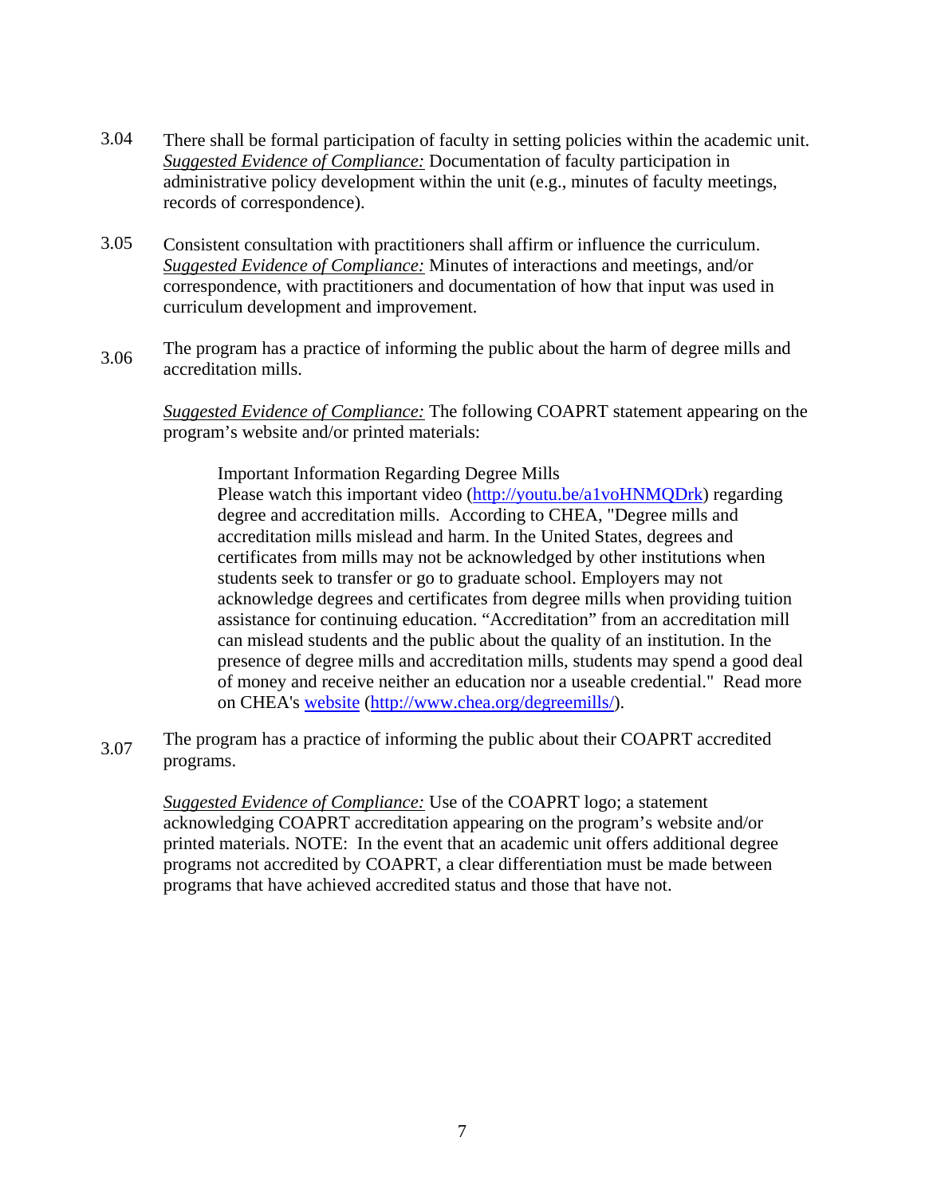3.04 There shall be formal participation of faculty in setting policies within the academic unit. *Suggested Evidence of Compliance:* Documentation of faculty participation in administrative policy development within the unit (e.g., minutes of faculty meetings, records of correspondence).

3.05 Consistent consultation with practitioners shall affirm or influence the curriculum. *Suggested Evidence of Compliance:* Minutes of interactions and meetings, and/or correspondence, with practitioners and documentation of how that input was used in curriculum development and improvement.

3.06 The program has a practice of informing the public about the harm of degree mills and accreditation mills.

*Suggested Evidence of Compliance:* The following COAPRT statement appearing on the program's website and/or printed materials:

> Important Information Regarding Degree Mills
> Please watch this important video (http://youtu.be/a1voHNMQDrk) regarding degree and accreditation mills. According to CHEA, "Degree mills and accreditation mills mislead and harm. In the United States, degrees and certificates from mills may not be acknowledged by other institutions when students seek to transfer or go to graduate school. Employers may not acknowledge degrees and certificates from degree mills when providing tuition assistance for continuing education. "Accreditation" from an accreditation mill can mislead students and the public about the quality of an institution. In the presence of degree mills and accreditation mills, students may spend a good deal of money and receive neither an education nor a useable credential." Read more on CHEA's website (http://www.chea.org/degreemills/).

3.07 The program has a practice of informing the public about their COAPRT accredited programs.

*Suggested Evidence of Compliance:* Use of the COAPRT logo; a statement acknowledging COAPRT accreditation appearing on the program's website and/or printed materials. NOTE: In the event that an academic unit offers additional degree programs not accredited by COAPRT, a clear differentiation must be made between programs that have achieved accredited status and those that have not.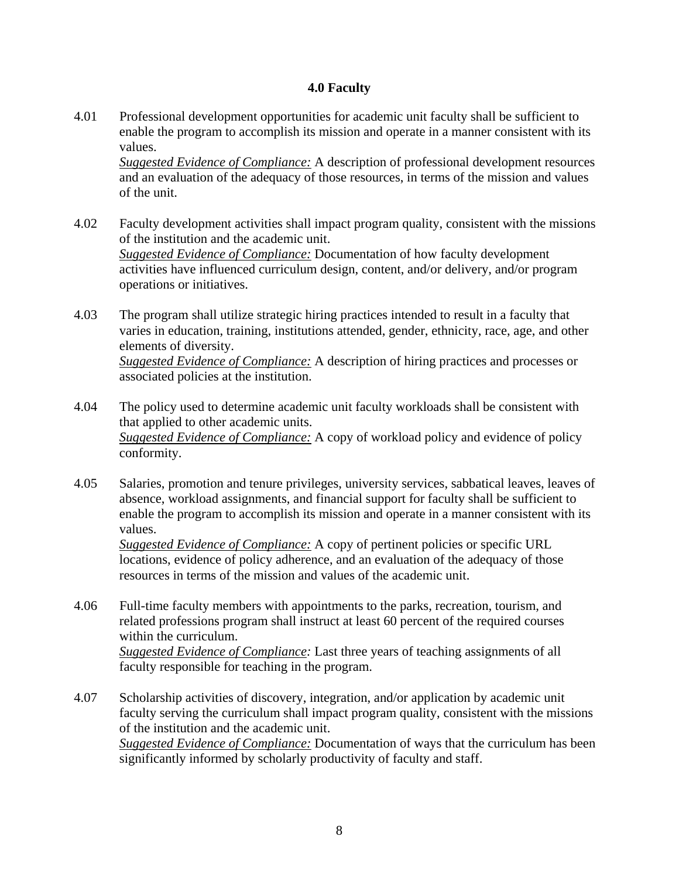### 4.0 Faculty

4.01 Professional development opportunities for academic unit faculty shall be sufficient to enable the program to accomplish its mission and operate in a manner consistent with its values.
*Suggested Evidence of Compliance:* A description of professional development resources and an evaluation of the adequacy of those resources, in terms of the mission and values of the unit.

4.02 Faculty development activities shall impact program quality, consistent with the missions of the institution and the academic unit.
*Suggested Evidence of Compliance:* Documentation of how faculty development activities have influenced curriculum design, content, and/or delivery, and/or program operations or initiatives.

4.03 The program shall utilize strategic hiring practices intended to result in a faculty that varies in education, training, institutions attended, gender, ethnicity, race, age, and other elements of diversity.
*Suggested Evidence of Compliance:* A description of hiring practices and processes or associated policies at the institution.

4.04 The policy used to determine academic unit faculty workloads shall be consistent with that applied to other academic units.
*Suggested Evidence of Compliance:* A copy of workload policy and evidence of policy conformity.

4.05 Salaries, promotion and tenure privileges, university services, sabbatical leaves, leaves of absence, workload assignments, and financial support for faculty shall be sufficient to enable the program to accomplish its mission and operate in a manner consistent with its values.
*Suggested Evidence of Compliance:* A copy of pertinent policies or specific URL locations, evidence of policy adherence, and an evaluation of the adequacy of those resources in terms of the mission and values of the academic unit.

4.06 Full-time faculty members with appointments to the parks, recreation, tourism, and related professions program shall instruct at least 60 percent of the required courses within the curriculum.
*Suggested Evidence of Compliance:* Last three years of teaching assignments of all faculty responsible for teaching in the program.

4.07 Scholarship activities of discovery, integration, and/or application by academic unit faculty serving the curriculum shall impact program quality, consistent with the missions of the institution and the academic unit.
*Suggested Evidence of Compliance:* Documentation of ways that the curriculum has been significantly informed by scholarly productivity of faculty and staff.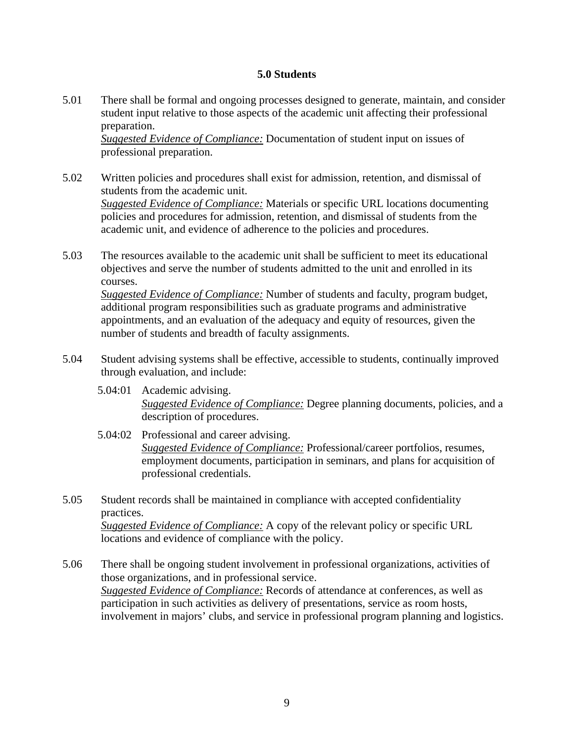## 5.0 Students

5.01 There shall be formal and ongoing processes designed to generate, maintain, and consider student input relative to those aspects of the academic unit affecting their professional preparation.
*Suggested Evidence of Compliance:* Documentation of student input on issues of professional preparation.

5.02 Written policies and procedures shall exist for admission, retention, and dismissal of students from the academic unit.
*Suggested Evidence of Compliance:* Materials or specific URL locations documenting policies and procedures for admission, retention, and dismissal of students from the academic unit, and evidence of adherence to the policies and procedures.

5.03 The resources available to the academic unit shall be sufficient to meet its educational objectives and serve the number of students admitted to the unit and enrolled in its courses.
*Suggested Evidence of Compliance:* Number of students and faculty, program budget, additional program responsibilities such as graduate programs and administrative appointments, and an evaluation of the adequacy and equity of resources, given the number of students and breadth of faculty assignments.

5.04 Student advising systems shall be effective, accessible to students, continually improved through evaluation, and include:

5.04:01 Academic advising.
*Suggested Evidence of Compliance:* Degree planning documents, policies, and a description of procedures.

5.04:02 Professional and career advising.
*Suggested Evidence of Compliance:* Professional/career portfolios, resumes, employment documents, participation in seminars, and plans for acquisition of professional credentials.

5.05 Student records shall be maintained in compliance with accepted confidentiality practices.
*Suggested Evidence of Compliance:* A copy of the relevant policy or specific URL locations and evidence of compliance with the policy.

5.06 There shall be ongoing student involvement in professional organizations, activities of those organizations, and in professional service.
*Suggested Evidence of Compliance:* Records of attendance at conferences, as well as participation in such activities as delivery of presentations, service as room hosts, involvement in majors' clubs, and service in professional program planning and logistics.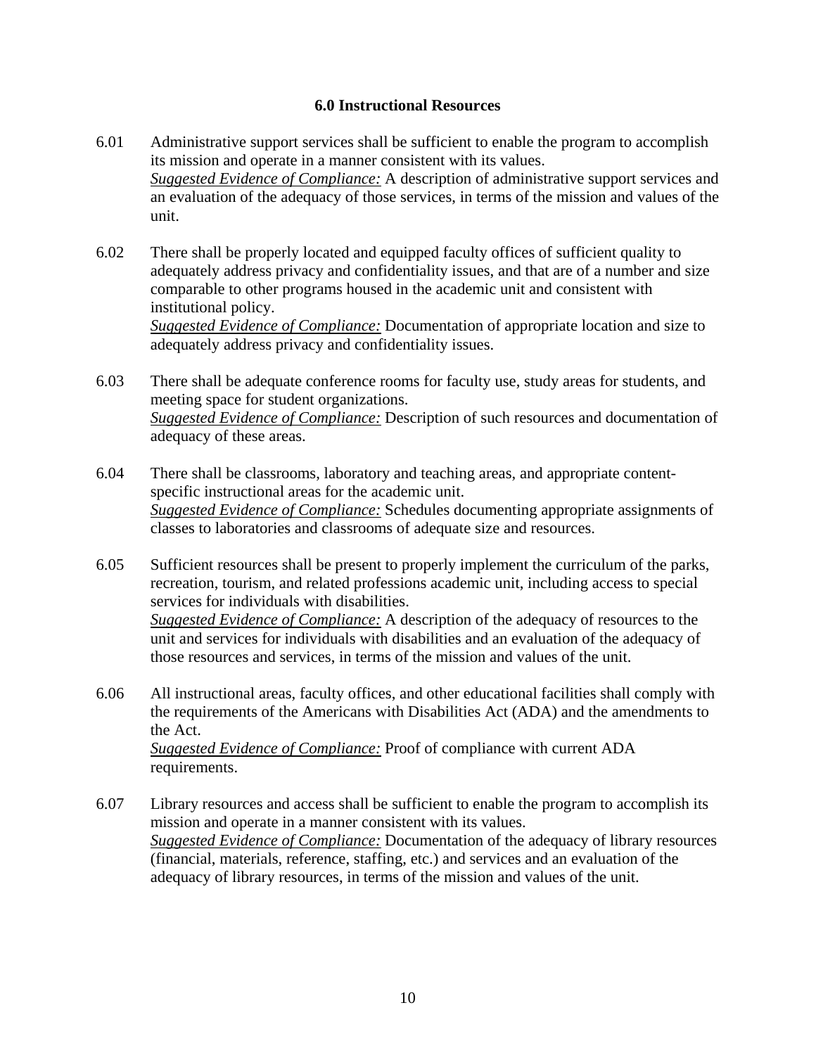## 6.0 Instructional Resources

6.01 Administrative support services shall be sufficient to enable the program to accomplish its mission and operate in a manner consistent with its values.
*Suggested Evidence of Compliance:* A description of administrative support services and an evaluation of the adequacy of those services, in terms of the mission and values of the unit.

6.02 There shall be properly located and equipped faculty offices of sufficient quality to adequately address privacy and confidentiality issues, and that are of a number and size comparable to other programs housed in the academic unit and consistent with institutional policy.
*Suggested Evidence of Compliance:* Documentation of appropriate location and size to adequately address privacy and confidentiality issues.

6.03 There shall be adequate conference rooms for faculty use, study areas for students, and meeting space for student organizations.
*Suggested Evidence of Compliance:* Description of such resources and documentation of adequacy of these areas.

6.04 There shall be classrooms, laboratory and teaching areas, and appropriate content-specific instructional areas for the academic unit.
*Suggested Evidence of Compliance:* Schedules documenting appropriate assignments of classes to laboratories and classrooms of adequate size and resources.

6.05 Sufficient resources shall be present to properly implement the curriculum of the parks, recreation, tourism, and related professions academic unit, including access to special services for individuals with disabilities.
*Suggested Evidence of Compliance:* A description of the adequacy of resources to the unit and services for individuals with disabilities and an evaluation of the adequacy of those resources and services, in terms of the mission and values of the unit.

6.06 All instructional areas, faculty offices, and other educational facilities shall comply with the requirements of the Americans with Disabilities Act (ADA) and the amendments to the Act.
*Suggested Evidence of Compliance:* Proof of compliance with current ADA requirements.

6.07 Library resources and access shall be sufficient to enable the program to accomplish its mission and operate in a manner consistent with its values.
*Suggested Evidence of Compliance:* Documentation of the adequacy of library resources (financial, materials, reference, staffing, etc.) and services and an evaluation of the adequacy of library resources, in terms of the mission and values of the unit.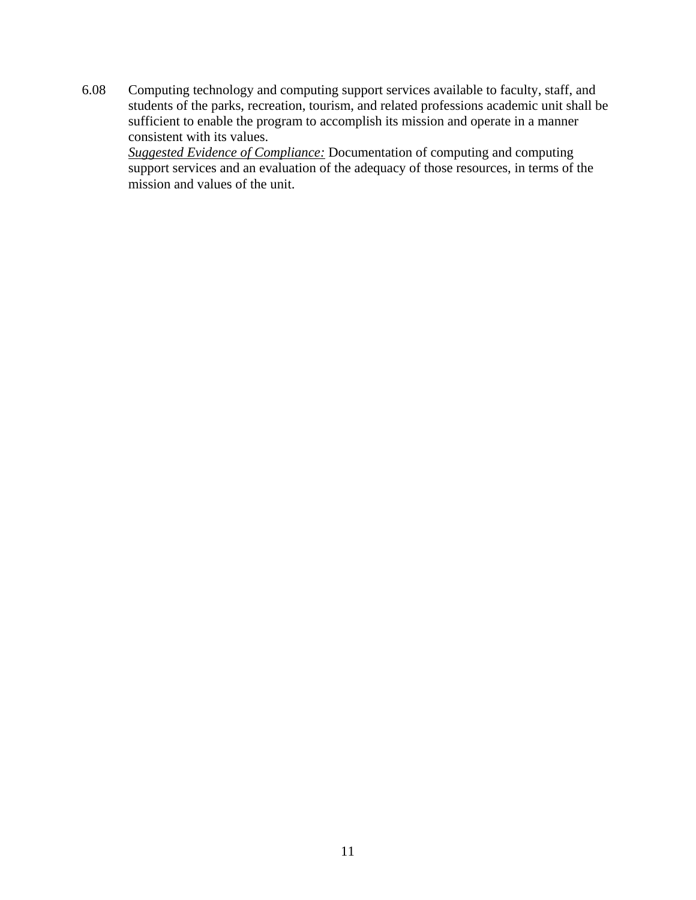6.08 Computing technology and computing support services available to faculty, staff, and students of the parks, recreation, tourism, and related professions academic unit shall be sufficient to enable the program to accomplish its mission and operate in a manner consistent with its values.
*Suggested Evidence of Compliance:* Documentation of computing and computing support services and an evaluation of the adequacy of those resources, in terms of the mission and values of the unit.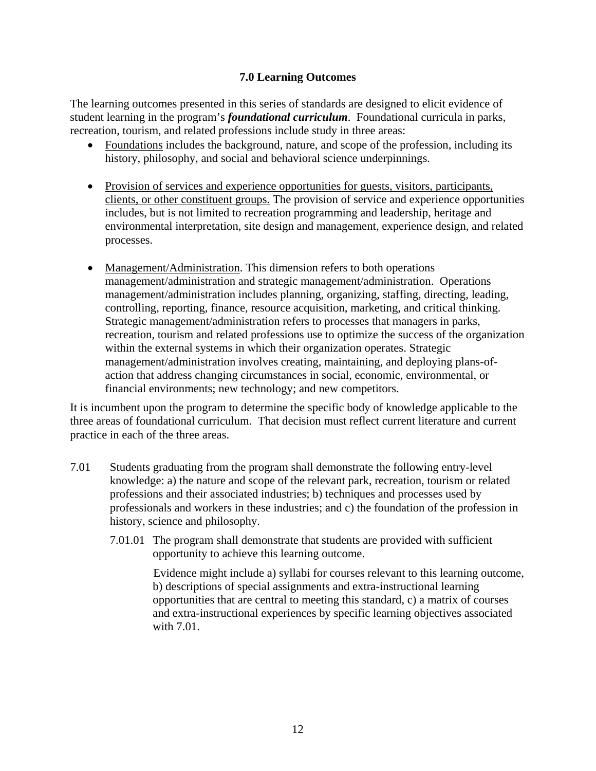## 7.0 Learning Outcomes

The learning outcomes presented in this series of standards are designed to elicit evidence of student learning in the program's ***foundational curriculum***. Foundational curricula in parks, recreation, tourism, and related professions include study in three areas:

- Foundations includes the background, nature, and scope of the profession, including its history, philosophy, and social and behavioral science underpinnings.

- Provision of services and experience opportunities for guests, visitors, participants, clients, or other constituent groups. The provision of service and experience opportunities includes, but is not limited to recreation programming and leadership, heritage and environmental interpretation, site design and management, experience design, and related processes.

- Management/Administration. This dimension refers to both operations management/administration and strategic management/administration. Operations management/administration includes planning, organizing, staffing, directing, leading, controlling, reporting, finance, resource acquisition, marketing, and critical thinking. Strategic management/administration refers to processes that managers in parks, recreation, tourism and related professions use to optimize the success of the organization within the external systems in which their organization operates. Strategic management/administration involves creating, maintaining, and deploying plans-of-action that address changing circumstances in social, economic, environmental, or financial environments; new technology; and new competitors.

It is incumbent upon the program to determine the specific body of knowledge applicable to the three areas of foundational curriculum. That decision must reflect current literature and current practice in each of the three areas.

7.01 Students graduating from the program shall demonstrate the following entry-level knowledge: a) the nature and scope of the relevant park, recreation, tourism or related professions and their associated industries; b) techniques and processes used by professionals and workers in these industries; and c) the foundation of the profession in history, science and philosophy.

7.01.01 The program shall demonstrate that students are provided with sufficient opportunity to achieve this learning outcome.

Evidence might include a) syllabi for courses relevant to this learning outcome, b) descriptions of special assignments and extra-instructional learning opportunities that are central to meeting this standard, c) a matrix of courses and extra-instructional experiences by specific learning objectives associated with 7.01.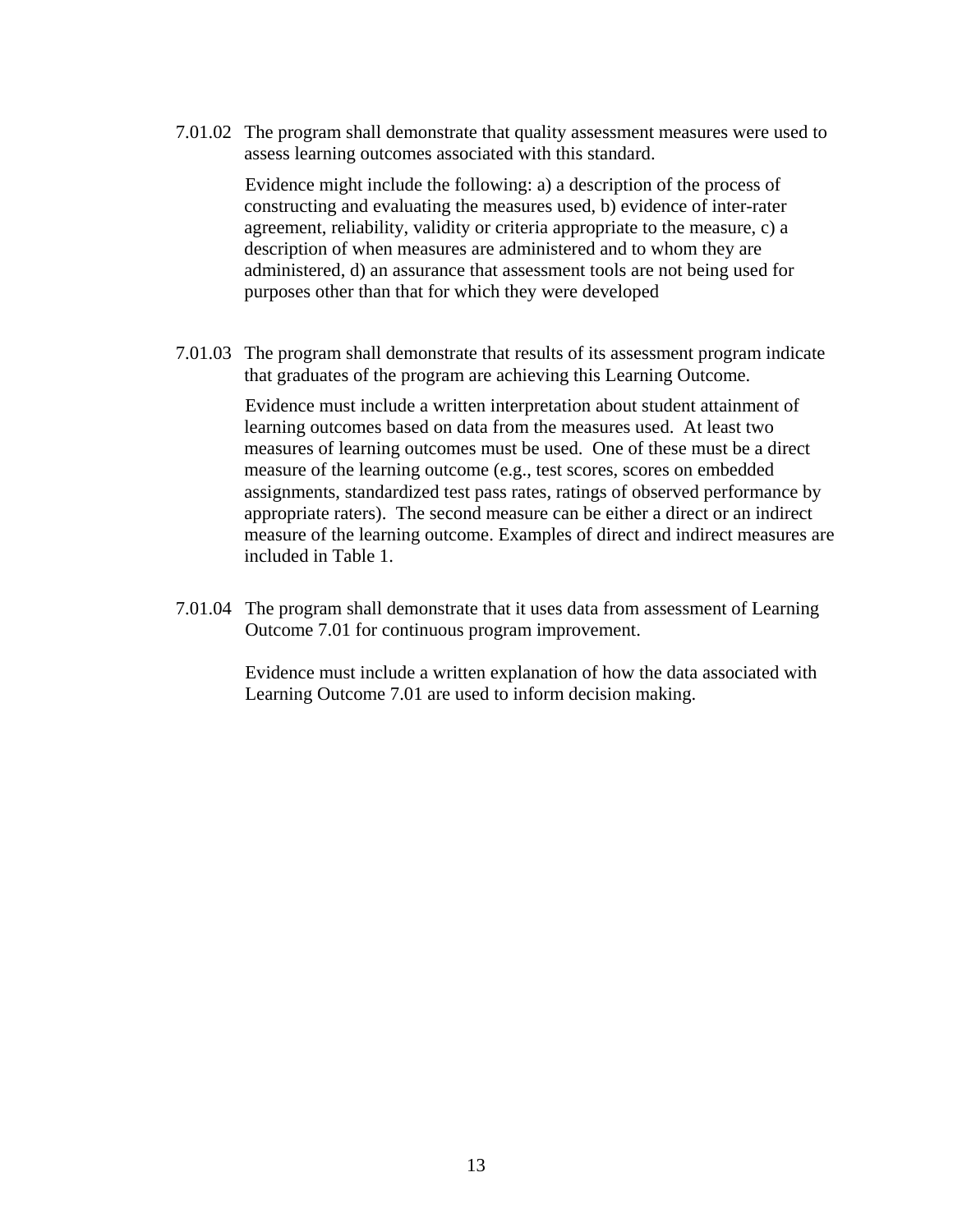7.01.02 The program shall demonstrate that quality assessment measures were used to assess learning outcomes associated with this standard.

Evidence might include the following: a) a description of the process of constructing and evaluating the measures used, b) evidence of inter-rater agreement, reliability, validity or criteria appropriate to the measure, c) a description of when measures are administered and to whom they are administered, d) an assurance that assessment tools are not being used for purposes other than that for which they were developed

7.01.03 The program shall demonstrate that results of its assessment program indicate that graduates of the program are achieving this Learning Outcome.

Evidence must include a written interpretation about student attainment of learning outcomes based on data from the measures used. At least two measures of learning outcomes must be used. One of these must be a direct measure of the learning outcome (e.g., test scores, scores on embedded assignments, standardized test pass rates, ratings of observed performance by appropriate raters). The second measure can be either a direct or an indirect measure of the learning outcome. Examples of direct and indirect measures are included in Table 1.

7.01.04 The program shall demonstrate that it uses data from assessment of Learning Outcome 7.01 for continuous program improvement.

Evidence must include a written explanation of how the data associated with Learning Outcome 7.01 are used to inform decision making.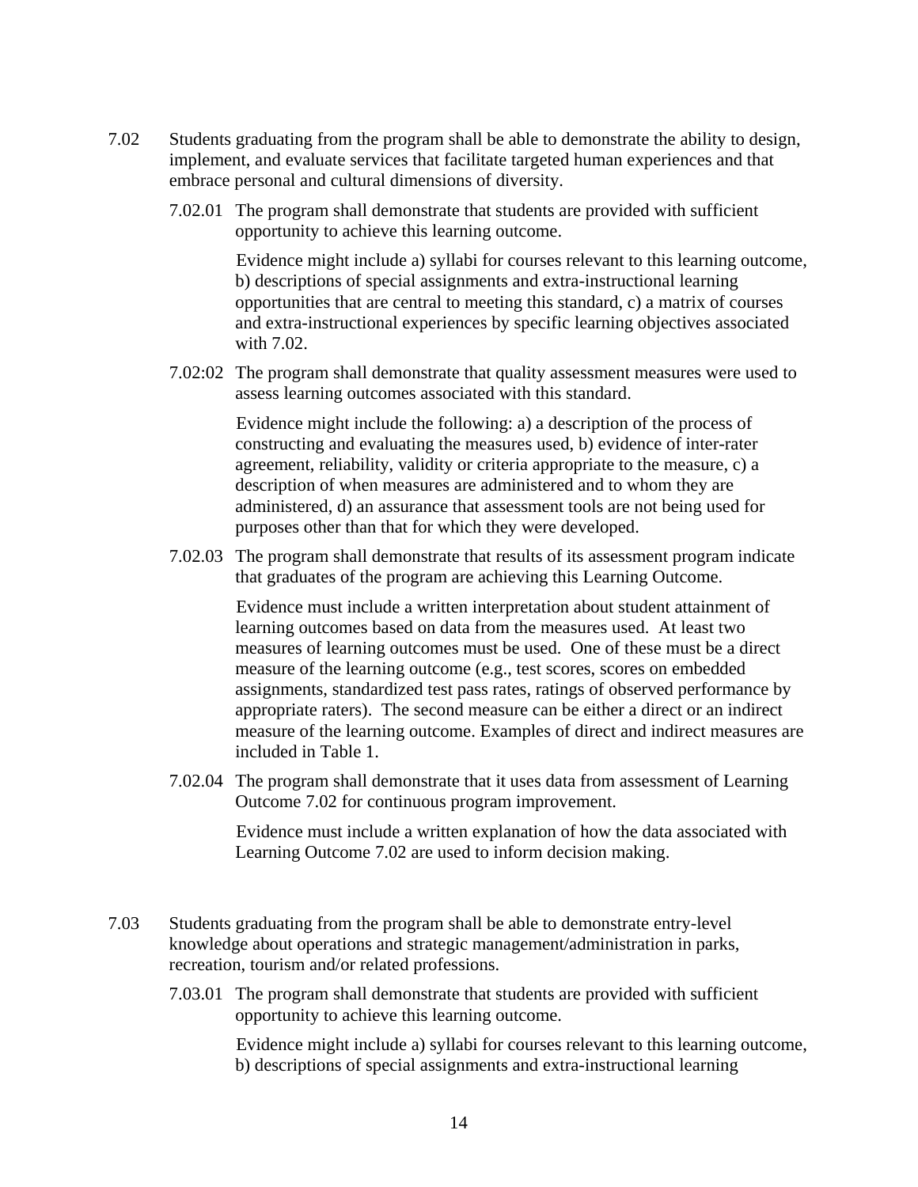7.02 Students graduating from the program shall be able to demonstrate the ability to design, implement, and evaluate services that facilitate targeted human experiences and that embrace personal and cultural dimensions of diversity.

7.02.01 The program shall demonstrate that students are provided with sufficient opportunity to achieve this learning outcome.

Evidence might include a) syllabi for courses relevant to this learning outcome, b) descriptions of special assignments and extra-instructional learning opportunities that are central to meeting this standard, c) a matrix of courses and extra-instructional experiences by specific learning objectives associated with 7.02.

7.02:02 The program shall demonstrate that quality assessment measures were used to assess learning outcomes associated with this standard.

Evidence might include the following: a) a description of the process of constructing and evaluating the measures used, b) evidence of inter-rater agreement, reliability, validity or criteria appropriate to the measure, c) a description of when measures are administered and to whom they are administered, d) an assurance that assessment tools are not being used for purposes other than that for which they were developed.

7.02.03 The program shall demonstrate that results of its assessment program indicate that graduates of the program are achieving this Learning Outcome.

Evidence must include a written interpretation about student attainment of learning outcomes based on data from the measures used. At least two measures of learning outcomes must be used. One of these must be a direct measure of the learning outcome (e.g., test scores, scores on embedded assignments, standardized test pass rates, ratings of observed performance by appropriate raters). The second measure can be either a direct or an indirect measure of the learning outcome. Examples of direct and indirect measures are included in Table 1.

7.02.04 The program shall demonstrate that it uses data from assessment of Learning Outcome 7.02 for continuous program improvement.

Evidence must include a written explanation of how the data associated with Learning Outcome 7.02 are used to inform decision making.

7.03 Students graduating from the program shall be able to demonstrate entry-level knowledge about operations and strategic management/administration in parks, recreation, tourism and/or related professions.

7.03.01 The program shall demonstrate that students are provided with sufficient opportunity to achieve this learning outcome.

Evidence might include a) syllabi for courses relevant to this learning outcome, b) descriptions of special assignments and extra-instructional learning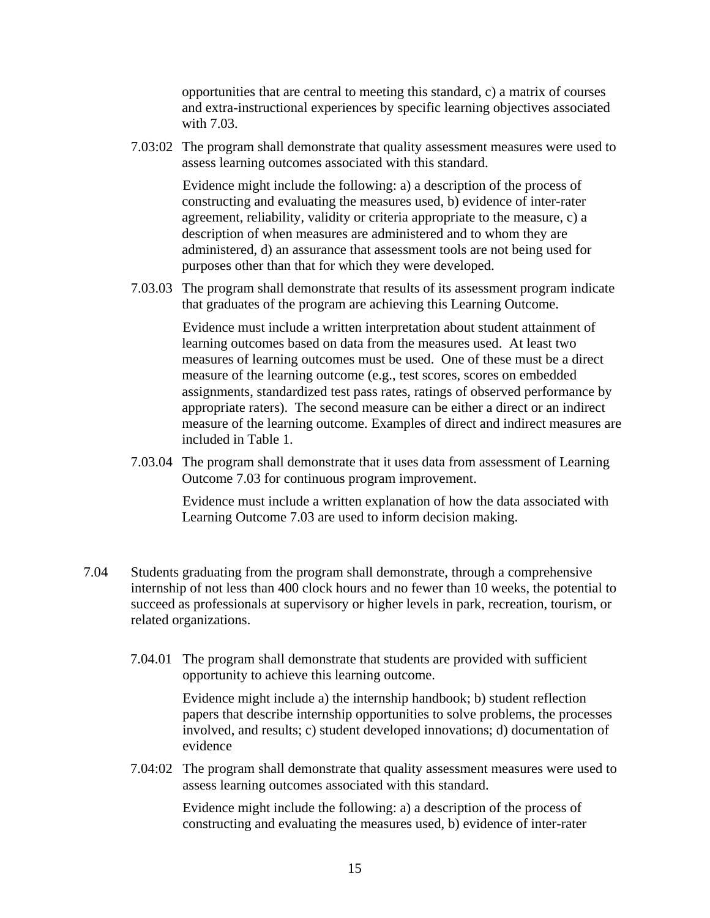opportunities that are central to meeting this standard, c) a matrix of courses and extra-instructional experiences by specific learning objectives associated with 7.03.

7.03:02 The program shall demonstrate that quality assessment measures were used to assess learning outcomes associated with this standard.

Evidence might include the following: a) a description of the process of constructing and evaluating the measures used, b) evidence of inter-rater agreement, reliability, validity or criteria appropriate to the measure, c) a description of when measures are administered and to whom they are administered, d) an assurance that assessment tools are not being used for purposes other than that for which they were developed.

7.03.03 The program shall demonstrate that results of its assessment program indicate that graduates of the program are achieving this Learning Outcome.

Evidence must include a written interpretation about student attainment of learning outcomes based on data from the measures used. At least two measures of learning outcomes must be used. One of these must be a direct measure of the learning outcome (e.g., test scores, scores on embedded assignments, standardized test pass rates, ratings of observed performance by appropriate raters). The second measure can be either a direct or an indirect measure of the learning outcome. Examples of direct and indirect measures are included in Table 1.

7.03.04 The program shall demonstrate that it uses data from assessment of Learning Outcome 7.03 for continuous program improvement.

Evidence must include a written explanation of how the data associated with Learning Outcome 7.03 are used to inform decision making.

7.04 Students graduating from the program shall demonstrate, through a comprehensive internship of not less than 400 clock hours and no fewer than 10 weeks, the potential to succeed as professionals at supervisory or higher levels in park, recreation, tourism, or related organizations.

7.04.01 The program shall demonstrate that students are provided with sufficient opportunity to achieve this learning outcome.

Evidence might include a) the internship handbook; b) student reflection papers that describe internship opportunities to solve problems, the processes involved, and results; c) student developed innovations; d) documentation of evidence

7.04:02 The program shall demonstrate that quality assessment measures were used to assess learning outcomes associated with this standard.

Evidence might include the following: a) a description of the process of constructing and evaluating the measures used, b) evidence of inter-rater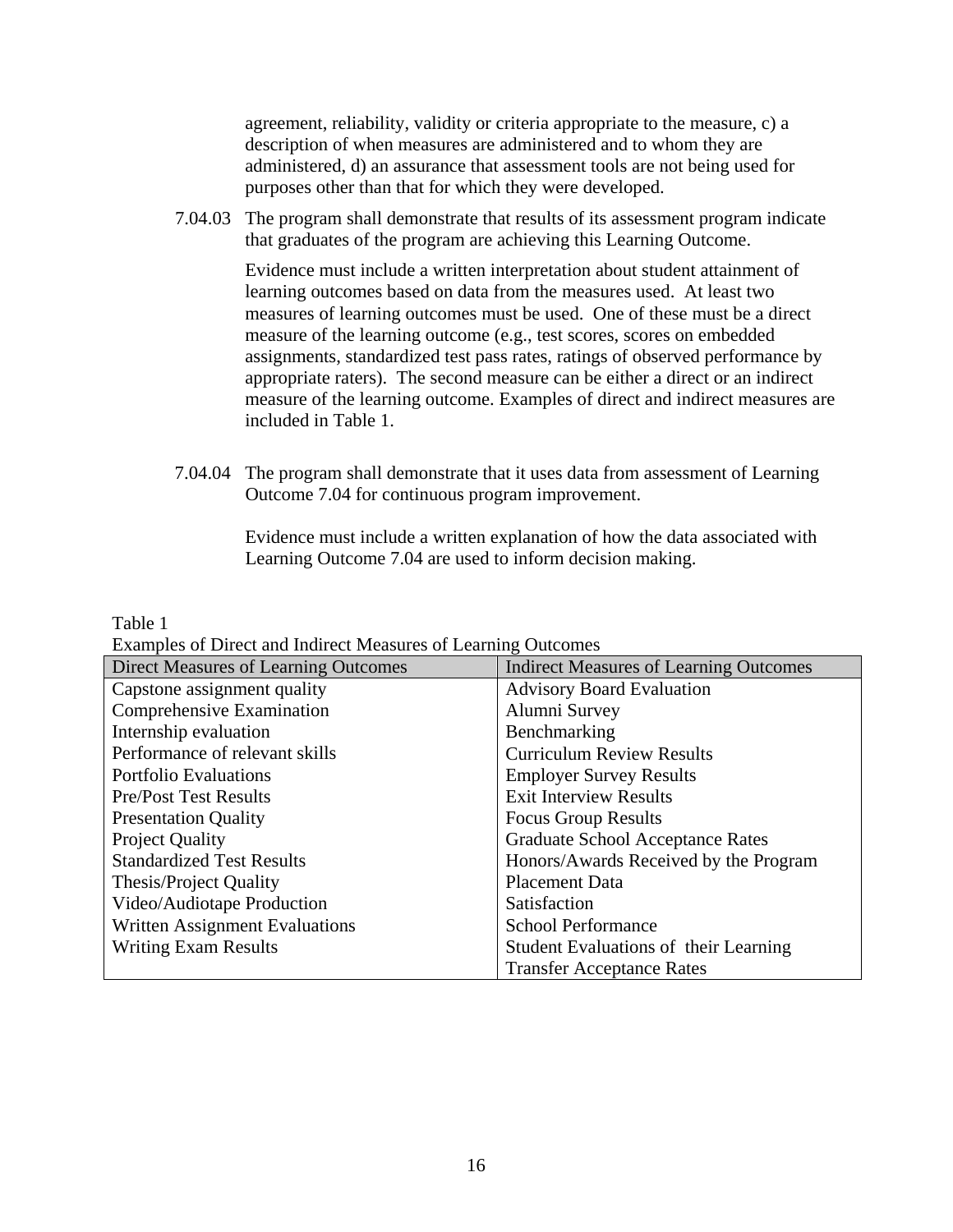agreement, reliability, validity or criteria appropriate to the measure, c) a description of when measures are administered and to whom they are administered, d) an assurance that assessment tools are not being used for purposes other than that for which they were developed.

7.04.03 The program shall demonstrate that results of its assessment program indicate that graduates of the program are achieving this Learning Outcome.

Evidence must include a written interpretation about student attainment of learning outcomes based on data from the measures used. At least two measures of learning outcomes must be used. One of these must be a direct measure of the learning outcome (e.g., test scores, scores on embedded assignments, standardized test pass rates, ratings of observed performance by appropriate raters). The second measure can be either a direct or an indirect measure of the learning outcome. Examples of direct and indirect measures are included in Table 1.

7.04.04 The program shall demonstrate that it uses data from assessment of Learning Outcome 7.04 for continuous program improvement.

Evidence must include a written explanation of how the data associated with Learning Outcome 7.04 are used to inform decision making.

Table 1
Examples of Direct and Indirect Measures of Learning Outcomes

| Direct Measures of Learning Outcomes | Indirect Measures of Learning Outcomes |
|---|---|
| Capstone assignment quality | Advisory Board Evaluation |
| Comprehensive Examination | Alumni Survey |
| Internship evaluation | Benchmarking |
| Performance of relevant skills | Curriculum Review Results |
| Portfolio Evaluations | Employer Survey Results |
| Pre/Post Test Results | Exit Interview Results |
| Presentation Quality | Focus Group Results |
| Project Quality | Graduate School Acceptance Rates |
| Standardized Test Results | Honors/Awards Received by the Program |
| Thesis/Project Quality | Placement Data |
| Video/Audiotape Production | Satisfaction |
| Written Assignment Evaluations | School Performance |
| Writing Exam Results | Student Evaluations of their Learning |
| | Transfer Acceptance Rates |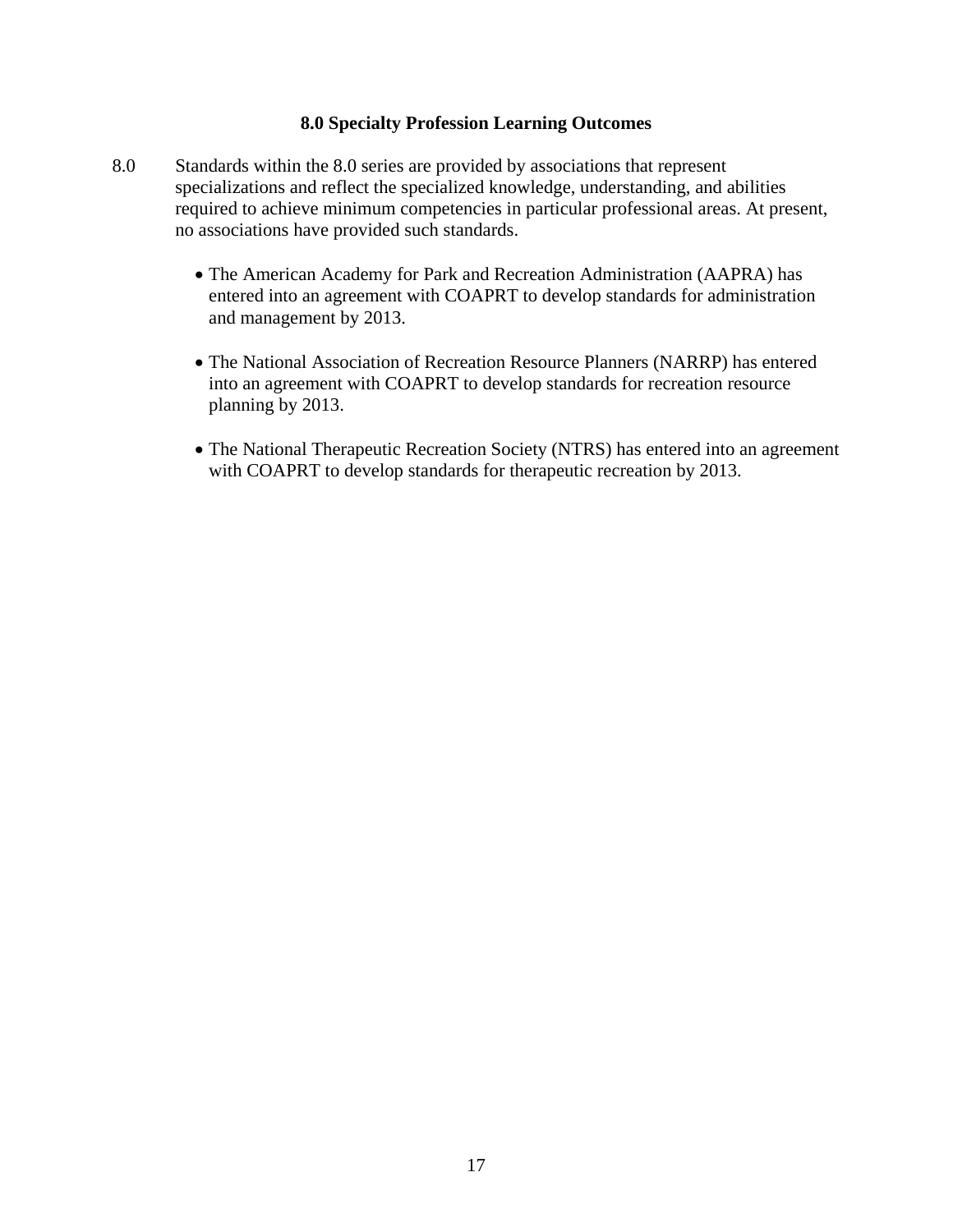## 8.0 Specialty Profession Learning Outcomes

8.0 Standards within the 8.0 series are provided by associations that represent specializations and reflect the specialized knowledge, understanding, and abilities required to achieve minimum competencies in particular professional areas. At present, no associations have provided such standards.

- The American Academy for Park and Recreation Administration (AAPRA) has entered into an agreement with COAPRT to develop standards for administration and management by 2013.
- The National Association of Recreation Resource Planners (NARRP) has entered into an agreement with COAPRT to develop standards for recreation resource planning by 2013.
- The National Therapeutic Recreation Society (NTRS) has entered into an agreement with COAPRT to develop standards for therapeutic recreation by 2013.